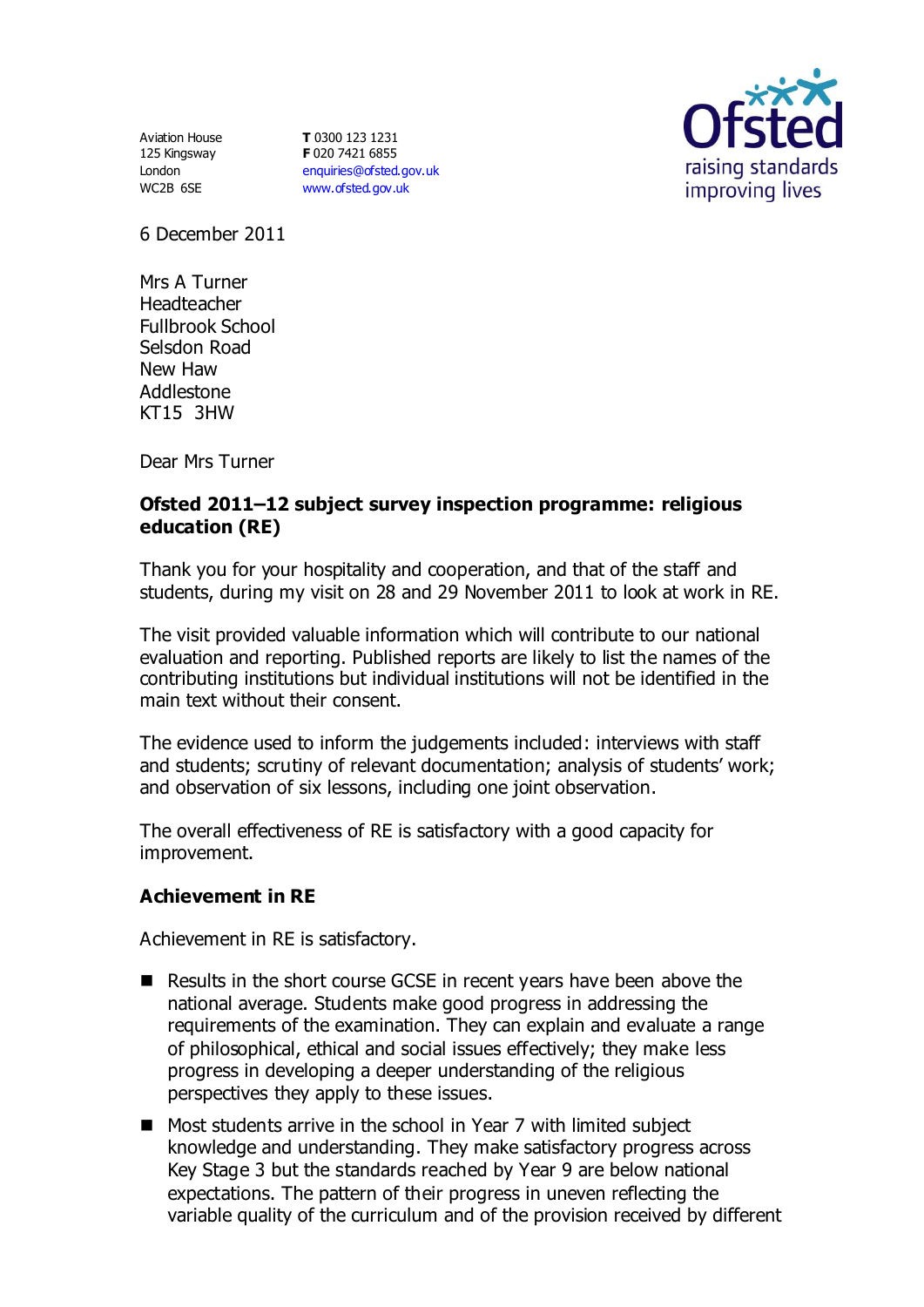Aviation House
125 Kingsway
London
WC2B 6SE

**T** 0300 123 1231
**F** 020 7421 6855
enquiries@ofsted.gov.uk
www.ofsted.gov.uk

Ofsted
raising standards
improving lives

6 December 2011

Mrs A Turner
Headteacher
Fullbrook School
Selsdon Road
New Haw
Addlestone
KT15 3HW

Dear Mrs Turner

**Ofsted 2011–12 subject survey inspection programme: religious education (RE)**

Thank you for your hospitality and cooperation, and that of the staff and students, during my visit on 28 and 29 November 2011 to look at work in RE.

The visit provided valuable information which will contribute to our national evaluation and reporting. Published reports are likely to list the names of the contributing institutions but individual institutions will not be identified in the main text without their consent.

The evidence used to inform the judgements included: interviews with staff and students; scrutiny of relevant documentation; analysis of students' work; and observation of six lessons, including one joint observation.

The overall effectiveness of RE is satisfactory with a good capacity for improvement.

### Achievement in RE

Achievement in RE is satisfactory.

- Results in the short course GCSE in recent years have been above the national average. Students make good progress in addressing the requirements of the examination. They can explain and evaluate a range of philosophical, ethical and social issues effectively; they make less progress in developing a deeper understanding of the religious perspectives they apply to these issues.
- Most students arrive in the school in Year 7 with limited subject knowledge and understanding. They make satisfactory progress across Key Stage 3 but the standards reached by Year 9 are below national expectations. The pattern of their progress in uneven reflecting the variable quality of the curriculum and of the provision received by different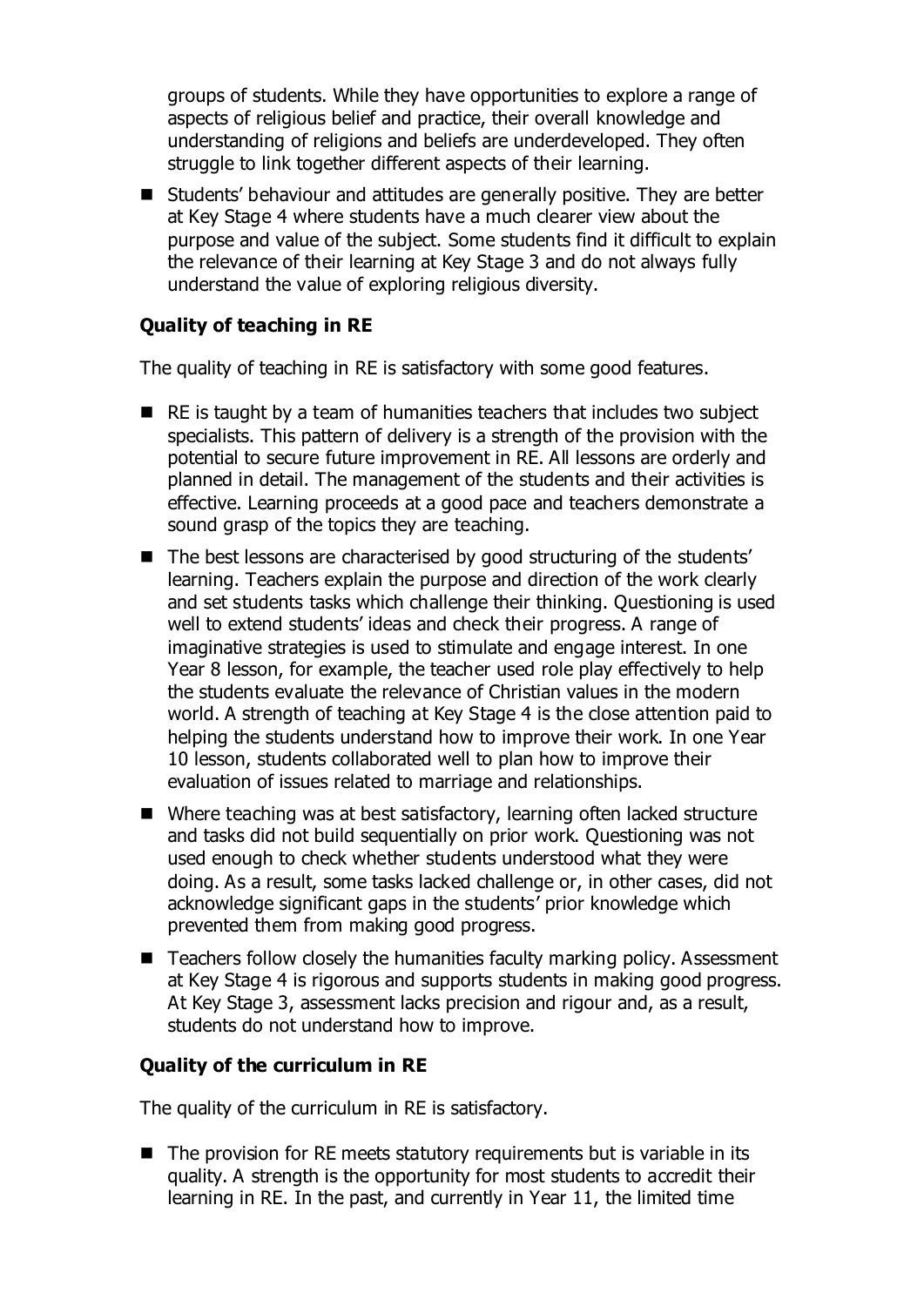groups of students. While they have opportunities to explore a range of aspects of religious belief and practice, their overall knowledge and understanding of religions and beliefs are underdeveloped. They often struggle to link together different aspects of their learning.

- Students' behaviour and attitudes are generally positive. They are better at Key Stage 4 where students have a much clearer view about the purpose and value of the subject. Some students find it difficult to explain the relevance of their learning at Key Stage 3 and do not always fully understand the value of exploring religious diversity.

**Quality of teaching in RE**

The quality of teaching in RE is satisfactory with some good features.

- RE is taught by a team of humanities teachers that includes two subject specialists. This pattern of delivery is a strength of the provision with the potential to secure future improvement in RE. All lessons are orderly and planned in detail. The management of the students and their activities is effective. Learning proceeds at a good pace and teachers demonstrate a sound grasp of the topics they are teaching.
- The best lessons are characterised by good structuring of the students' learning. Teachers explain the purpose and direction of the work clearly and set students tasks which challenge their thinking. Questioning is used well to extend students' ideas and check their progress. A range of imaginative strategies is used to stimulate and engage interest. In one Year 8 lesson, for example, the teacher used role play effectively to help the students evaluate the relevance of Christian values in the modern world. A strength of teaching at Key Stage 4 is the close attention paid to helping the students understand how to improve their work. In one Year 10 lesson, students collaborated well to plan how to improve their evaluation of issues related to marriage and relationships.
- Where teaching was at best satisfactory, learning often lacked structure and tasks did not build sequentially on prior work. Questioning was not used enough to check whether students understood what they were doing. As a result, some tasks lacked challenge or, in other cases, did not acknowledge significant gaps in the students' prior knowledge which prevented them from making good progress.
- Teachers follow closely the humanities faculty marking policy. Assessment at Key Stage 4 is rigorous and supports students in making good progress. At Key Stage 3, assessment lacks precision and rigour and, as a result, students do not understand how to improve.

**Quality of the curriculum in RE**

The quality of the curriculum in RE is satisfactory.

- The provision for RE meets statutory requirements but is variable in its quality. A strength is the opportunity for most students to accredit their learning in RE. In the past, and currently in Year 11, the limited time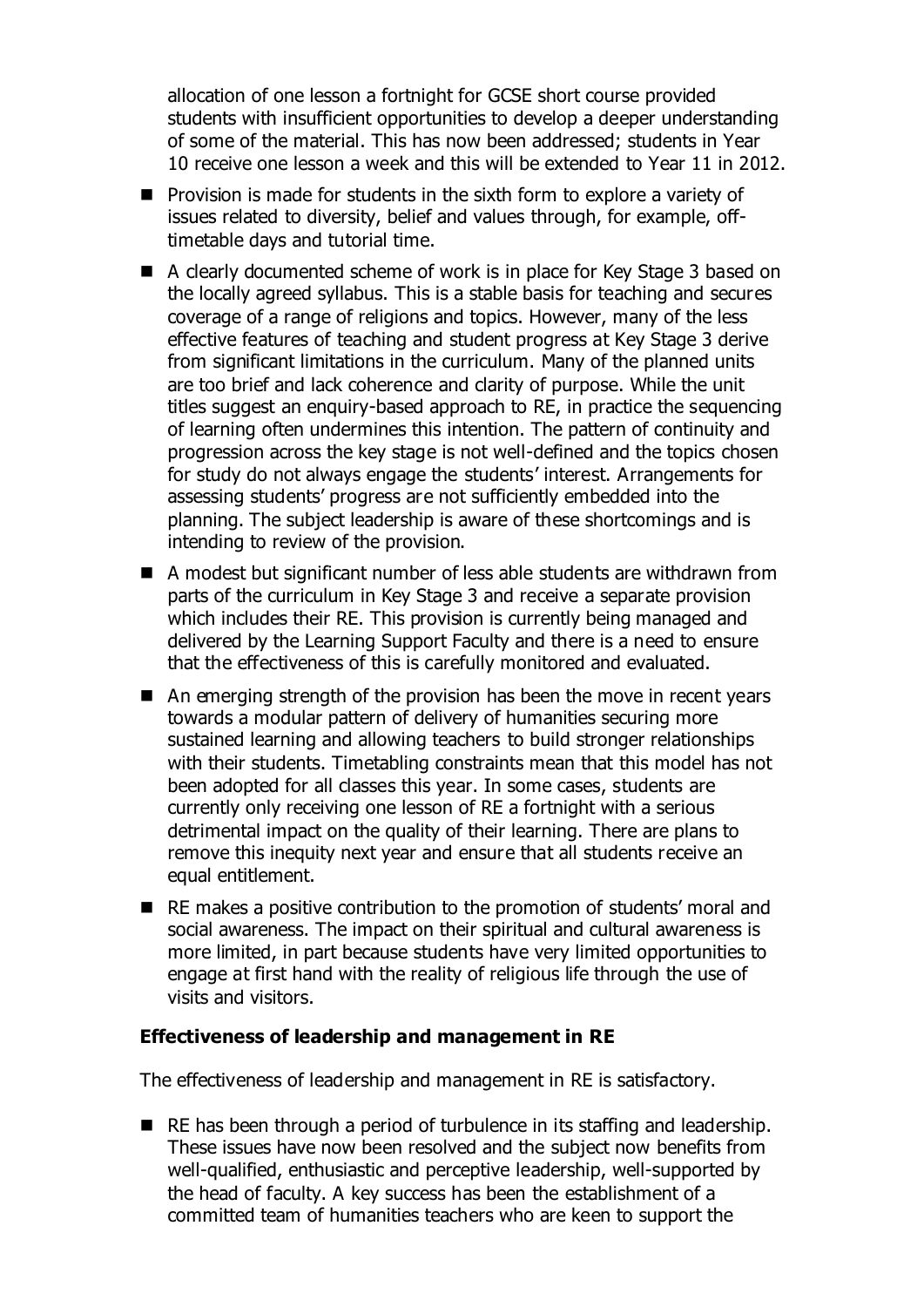allocation of one lesson a fortnight for GCSE short course provided students with insufficient opportunities to develop a deeper understanding of some of the material. This has now been addressed; students in Year 10 receive one lesson a week and this will be extended to Year 11 in 2012.

- Provision is made for students in the sixth form to explore a variety of issues related to diversity, belief and values through, for example, off-timetable days and tutorial time.
- A clearly documented scheme of work is in place for Key Stage 3 based on the locally agreed syllabus. This is a stable basis for teaching and secures coverage of a range of religions and topics. However, many of the less effective features of teaching and student progress at Key Stage 3 derive from significant limitations in the curriculum. Many of the planned units are too brief and lack coherence and clarity of purpose. While the unit titles suggest an enquiry-based approach to RE, in practice the sequencing of learning often undermines this intention. The pattern of continuity and progression across the key stage is not well-defined and the topics chosen for study do not always engage the students' interest. Arrangements for assessing students' progress are not sufficiently embedded into the planning. The subject leadership is aware of these shortcomings and is intending to review of the provision.
- A modest but significant number of less able students are withdrawn from parts of the curriculum in Key Stage 3 and receive a separate provision which includes their RE. This provision is currently being managed and delivered by the Learning Support Faculty and there is a need to ensure that the effectiveness of this is carefully monitored and evaluated.
- An emerging strength of the provision has been the move in recent years towards a modular pattern of delivery of humanities securing more sustained learning and allowing teachers to build stronger relationships with their students. Timetabling constraints mean that this model has not been adopted for all classes this year. In some cases, students are currently only receiving one lesson of RE a fortnight with a serious detrimental impact on the quality of their learning. There are plans to remove this inequity next year and ensure that all students receive an equal entitlement.
- RE makes a positive contribution to the promotion of students' moral and social awareness. The impact on their spiritual and cultural awareness is more limited, in part because students have very limited opportunities to engage at first hand with the reality of religious life through the use of visits and visitors.

**Effectiveness of leadership and management in RE**

The effectiveness of leadership and management in RE is satisfactory.

- RE has been through a period of turbulence in its staffing and leadership. These issues have now been resolved and the subject now benefits from well-qualified, enthusiastic and perceptive leadership, well-supported by the head of faculty. A key success has been the establishment of a committed team of humanities teachers who are keen to support the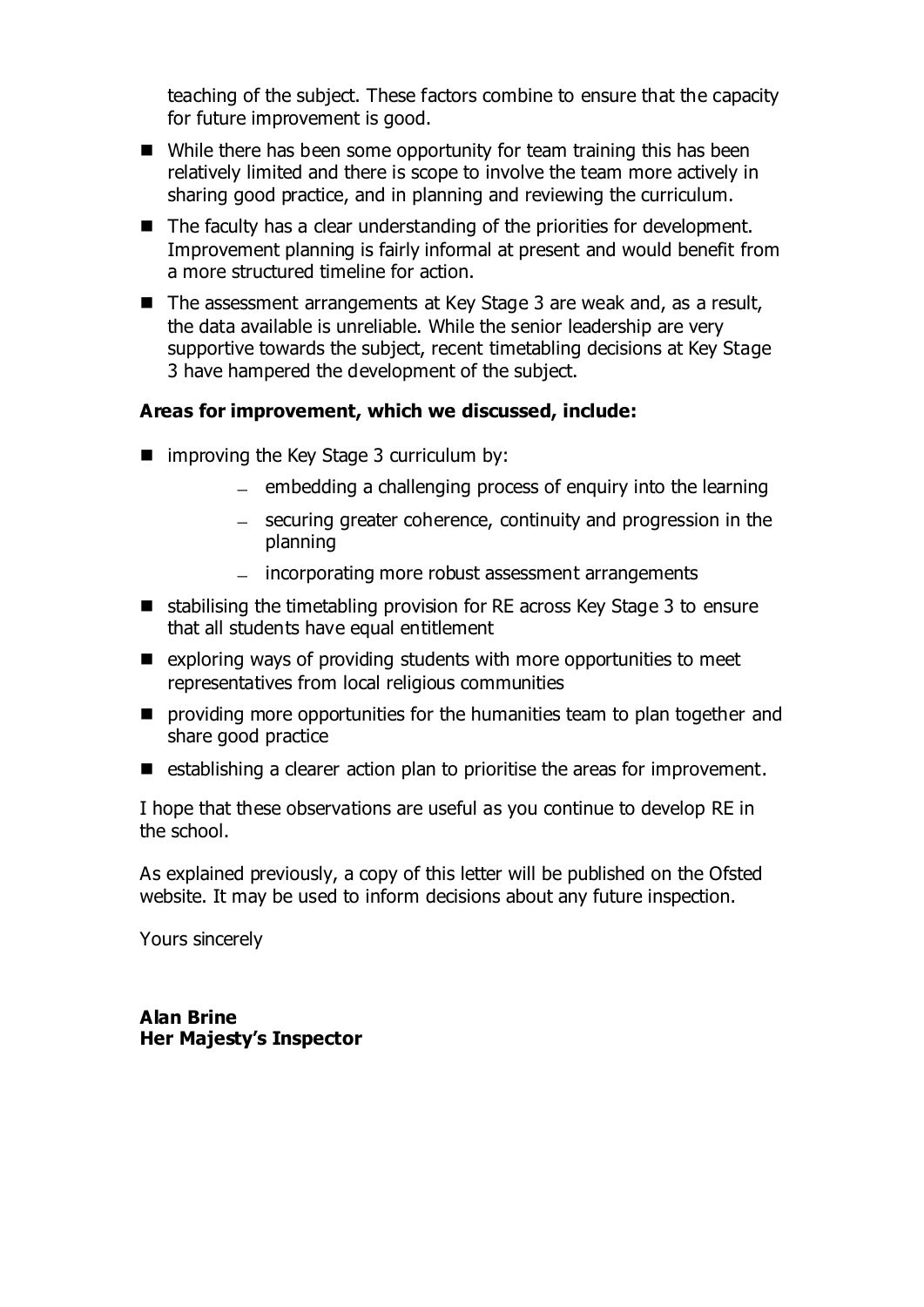teaching of the subject. These factors combine to ensure that the capacity for future improvement is good.

- While there has been some opportunity for team training this has been relatively limited and there is scope to involve the team more actively in sharing good practice, and in planning and reviewing the curriculum.
- The faculty has a clear understanding of the priorities for development. Improvement planning is fairly informal at present and would benefit from a more structured timeline for action.
- The assessment arrangements at Key Stage 3 are weak and, as a result, the data available is unreliable. While the senior leadership are very supportive towards the subject, recent timetabling decisions at Key Stage 3 have hampered the development of the subject.

**Areas for improvement, which we discussed, include:**

- improving the Key Stage 3 curriculum by:
  - embedding a challenging process of enquiry into the learning
  - securing greater coherence, continuity and progression in the planning
  - incorporating more robust assessment arrangements
- stabilising the timetabling provision for RE across Key Stage 3 to ensure that all students have equal entitlement
- exploring ways of providing students with more opportunities to meet representatives from local religious communities
- providing more opportunities for the humanities team to plan together and share good practice
- establishing a clearer action plan to prioritise the areas for improvement.

I hope that these observations are useful as you continue to develop RE in the school.

As explained previously, a copy of this letter will be published on the Ofsted website. It may be used to inform decisions about any future inspection.

Yours sincerely

**Alan Brine**
**Her Majesty's Inspector**